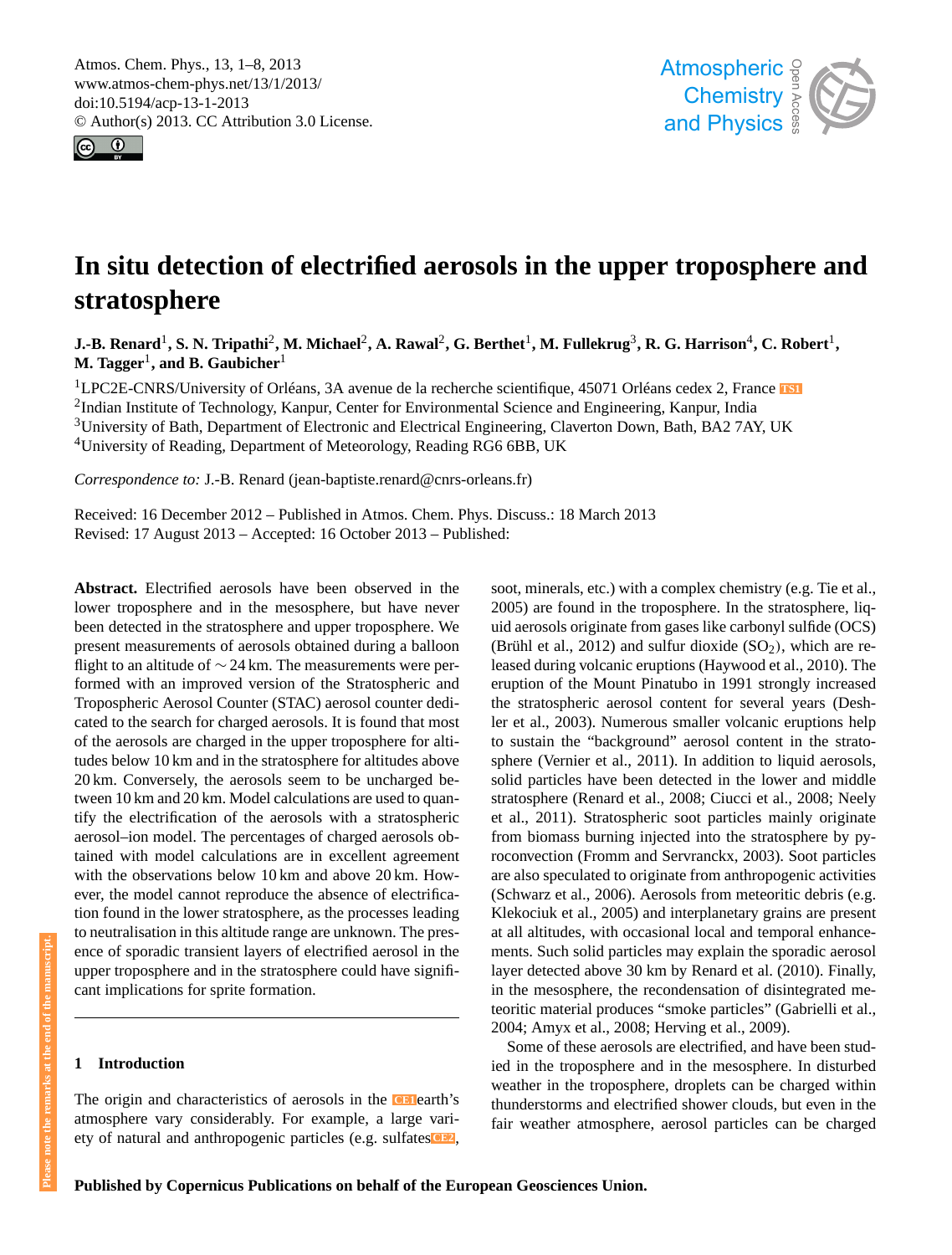# In situ detection of electrified aerosols in the upper troposphere and stratosphere

**J.-B. Renard[1], S. N. Tripathi[2], M. Michael[2], A. Rawal[2], G. Berthet[1], M. Fullekrug[3], R. G. Harrison[4], C. Robert[1], M. Tagger[1], and B. Gaubicher[1]**

[1]LPC2E-CNRS/University of Orléans, 3A avenue de la recherche scientifique, 45071 Orléans cedex 2, France TS1

[2]Indian Institute of Technology, Kanpur, Center for Environmental Science and Engineering, Kanpur, India

[3]University of Bath, Department of Electronic and Electrical Engineering, Claverton Down, Bath, BA2 7AY, UK

[4]University of Reading, Department of Meteorology, Reading RG6 6BB, UK

*Correspondence to:* J.-B. Renard (jean-baptiste.renard@cnrs-orleans.fr)

Received: 16 December 2012 – Published in Atmos. Chem. Phys. Discuss.: 18 March 2013
Revised: 17 August 2013 – Accepted: 16 October 2013 – Published:

**Abstract.** Electrified aerosols have been observed in the lower troposphere and in the mesosphere, but have never been detected in the stratosphere and upper troposphere. We present measurements of aerosols obtained during a balloon flight to an altitude of ~24 km. The measurements were performed with an improved version of the Stratospheric and Tropospheric Aerosol Counter (STAC) aerosol counter dedicated to the search for charged aerosols. It is found that most of the aerosols are charged in the upper troposphere for altitudes below 10 km and in the stratosphere for altitudes above 20 km. Conversely, the aerosols seem to be uncharged between 10 km and 20 km. Model calculations are used to quantify the electrification of the aerosols with a stratospheric aerosol–ion model. The percentages of charged aerosols obtained with model calculations are in excellent agreement with the observations below 10 km and above 20 km. However, the model cannot reproduce the absence of electrification found in the lower stratosphere, as the processes leading to neutralisation in this altitude range are unknown. The presence of sporadic transient layers of electrified aerosol in the upper troposphere and in the stratosphere could have significant implications for sprite formation.

## 1 Introduction

The origin and characteristics of aerosols in the CE1earth's atmosphere vary considerably. For example, a large variety of natural and anthropogenic particles (e.g. sulfatesCE2, soot, minerals, etc.) with a complex chemistry (e.g. Tie et al., 2005) are found in the troposphere. In the stratosphere, liquid aerosols originate from gases like carbonyl sulfide (OCS) (Brühl et al., 2012) and sulfur dioxide ($SO_2$), which are released during volcanic eruptions (Haywood et al., 2010). The eruption of the Mount Pinatubo in 1991 strongly increased the stratospheric aerosol content for several years (Deshler et al., 2003). Numerous smaller volcanic eruptions help to sustain the "background" aerosol content in the stratosphere (Vernier et al., 2011). In addition to liquid aerosols, solid particles have been detected in the lower and middle stratosphere (Renard et al., 2008; Ciucci et al., 2008; Neely et al., 2011). Stratospheric soot particles mainly originate from biomass burning injected into the stratosphere by pyroconvection (Fromm and Servranckx, 2003). Soot particles are also speculated to originate from anthropogenic activities (Schwarz et al., 2006). Aerosols from meteoritic debris (e.g. Klekociuk et al., 2005) and interplanetary grains are present at all altitudes, with occasional local and temporal enhancements. Such solid particles may explain the sporadic aerosol layer detected above 30 km by Renard et al. (2010). Finally, in the mesosphere, the recondensation of disintegrated meteoritic material produces "smoke particles" (Gabrielli et al., 2004; Amyx et al., 2008; Herving et al., 2009).

Some of these aerosols are electrified, and have been studied in the troposphere and in the mesosphere. In disturbed weather in the troposphere, droplets can be charged within thunderstorms and electrified shower clouds, but even in the fair weather atmosphere, aerosol particles can be charged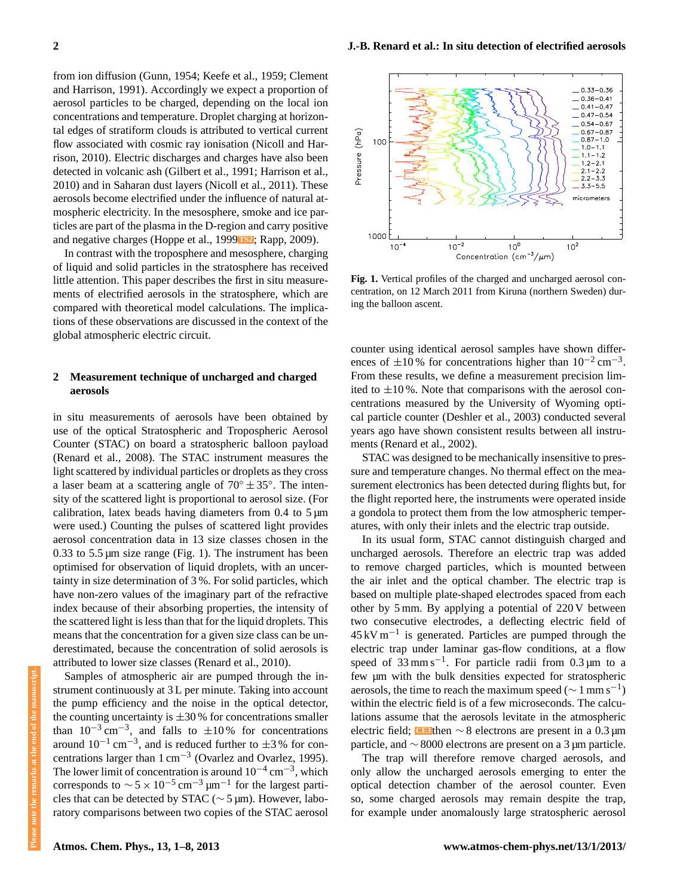from ion diffusion (Gunn, 1954; Keefe et al., 1959; Clement and Harrison, 1991). Accordingly we expect a proportion of aerosol particles to be charged, depending on the local ion concentrations and temperature. Droplet charging at horizontal edges of stratiform clouds is attributed to vertical current flow associated with cosmic ray ionisation (Nicoll and Harrison, 2010). Electric discharges and charges have also been detected in volcanic ash (Gilbert et al., 1991; Harrison et al., 2010) and in Saharan dust layers (Nicoll et al., 2011). These aerosols become electrified under the influence of natural atmospheric electricity. In the mesosphere, smoke and ice particles are part of the plasma in the D-region and carry positive and negative charges (Hoppe et al., 1999TS2; Rapp, 2009).

In contrast with the troposphere and mesosphere, charging of liquid and solid particles in the stratosphere has received little attention. This paper describes the first in situ measurements of electrified aerosols in the stratosphere, which are compared with theoretical model calculations. The implications of these observations are discussed in the context of the global atmospheric electric circuit.

## 2 Measurement technique of uncharged and charged aerosols

in situ measurements of aerosols have been obtained by use of the optical Stratospheric and Tropospheric Aerosol Counter (STAC) on board a stratospheric balloon payload (Renard et al., 2008). The STAC instrument measures the light scattered by individual particles or droplets as they cross a laser beam at a scattering angle of $70° \pm 35°$. The intensity of the scattered light is proportional to aerosol size. (For calibration, latex beads having diameters from 0.4 to 5 µm were used.) Counting the pulses of scattered light provides aerosol concentration data in 13 size classes chosen in the 0.33 to 5.5 µm size range (Fig. 1). The instrument has been optimised for observation of liquid droplets, with an uncertainty in size determination of 3 %. For solid particles, which have non-zero values of the imaginary part of the refractive index because of their absorbing properties, the intensity of the scattered light is less than that for the liquid droplets. This means that the concentration for a given size class can be underestimated, because the concentration of solid aerosols is attributed to lower size classes (Renard et al., 2010).

Samples of atmospheric air are pumped through the instrument continuously at 3 L per minute. Taking into account the pump efficiency and the noise in the optical detector, the counting uncertainty is ±30 % for concentrations smaller than $10^{-3}$ cm$^{-3}$, and falls to ±10 % for concentrations around $10^{-1}$ cm$^{-3}$, and is reduced further to ±3 % for concentrations larger than 1 cm$^{-3}$ (Ovarlez and Ovarlez, 1995). The lower limit of concentration is around $10^{-4}$ cm$^{-3}$, which corresponds to $\sim 5 \times 10^{-5}$ cm$^{-3}$ µm$^{-1}$ for the largest particles that can be detected by STAC (∼ 5 µm). However, laboratory comparisons between two copies of the STAC aerosol counter using identical aerosol samples have shown differences of ±10 % for concentrations higher than $10^{-2}$ cm$^{-3}$. From these results, we define a measurement precision limited to ±10 %. Note that comparisons with the aerosol concentrations measured by the University of Wyoming optical particle counter (Deshler et al., 2003) conducted several years ago have shown consistent results between all instruments (Renard et al., 2002).

Fig. 1. Vertical profiles of the charged and uncharged aerosol concentration, on 12 March 2011 from Kiruna (northern Sweden) during the balloon ascent.

STAC was designed to be mechanically insensitive to pressure and temperature changes. No thermal effect on the measurement electronics has been detected during flights but, for the flight reported here, the instruments were operated inside a gondola to protect them from the low atmospheric temperatures, with only their inlets and the electric trap outside.

In its usual form, STAC cannot distinguish charged and uncharged aerosols. Therefore an electric trap was added to remove charged particles, which is mounted between the air inlet and the optical chamber. The electric trap is based on multiple plate-shaped electrodes spaced from each other by 5 mm. By applying a potential of 220 V between two consecutive electrodes, a deflecting electric field of 45 kV m$^{-1}$ is generated. Particles are pumped through the electric trap under laminar gas-flow conditions, at a flow speed of 33 mm s$^{-1}$. For particle radii from 0.3 µm to a few µm with the bulk densities expected for stratospheric aerosols, the time to reach the maximum speed (∼ 1 mm s$^{-1}$) within the electric field is of a few microseconds. The calculations assume that the aerosols levitate in the atmospheric electric field; CE3then ∼ 8 electrons are present in a 0.3 µm particle, and ∼ 8000 electrons are present on a 3 µm particle.

The trap will therefore remove charged aerosols, and only allow the uncharged aerosols emerging to enter the optical detection chamber of the aerosol counter. Even so, some charged aerosols may remain despite the trap, for example under anomalously large stratospheric aerosol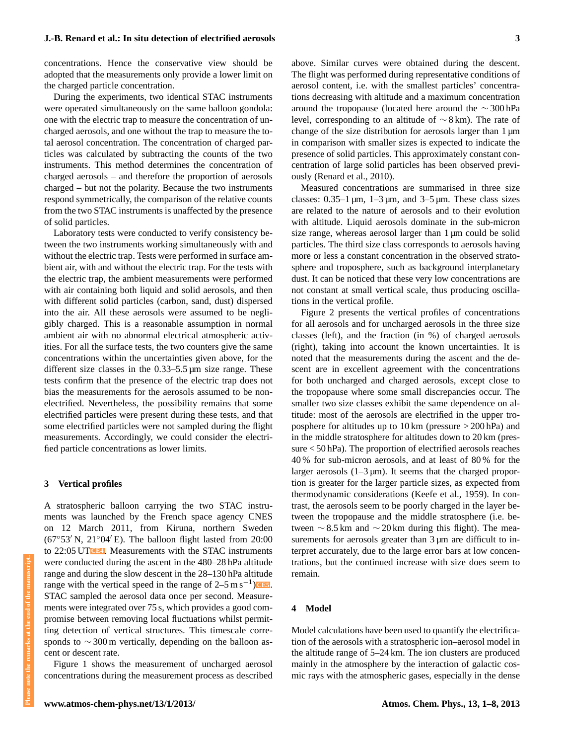concentrations. Hence the conservative view should be adopted that the measurements only provide a lower limit on the charged particle concentration.

During the experiments, two identical STAC instruments were operated simultaneously on the same balloon gondola: one with the electric trap to measure the concentration of uncharged aerosols, and one without the trap to measure the total aerosol concentration. The concentration of charged particles was calculated by subtracting the counts of the two instruments. This method determines the concentration of charged aerosols – and therefore the proportion of aerosols charged – but not the polarity. Because the two instruments respond symmetrically, the comparison of the relative counts from the two STAC instruments is unaffected by the presence of solid particles.

Laboratory tests were conducted to verify consistency between the two instruments working simultaneously with and without the electric trap. Tests were performed in surface ambient air, with and without the electric trap. For the tests with the electric trap, the ambient measurements were performed with air containing both liquid and solid aerosols, and then with different solid particles (carbon, sand, dust) dispersed into the air. All these aerosols were assumed to be negligibly charged. This is a reasonable assumption in normal ambient air with no abnormal electrical atmospheric activities. For all the surface tests, the two counters give the same concentrations within the uncertainties given above, for the different size classes in the 0.33–5.5 µm size range. These tests confirm that the presence of the electric trap does not bias the measurements for the aerosols assumed to be non-electrified. Nevertheless, the possibility remains that some electrified particles were present during these tests, and that some electrified particles were not sampled during the flight measurements. Accordingly, we could consider the electrified particle concentrations as lower limits.

## 3 Vertical profiles

A stratospheric balloon carrying the two STAC instruments was launched by the French space agency CNES on 12 March 2011, from Kiruna, northern Sweden (67°53′ N, 21°04′ E). The balloon flight lasted from 20:00 to 22:05 UT CE4. Measurements with the STAC instruments were conducted during the ascent in the 480–28 hPa altitude range and during the slow descent in the 28–130 hPa altitude range with the vertical speed in the range of 2–5 m s$^{-1}$) CE5. STAC sampled the aerosol data once per second. Measurements were integrated over 75 s, which provides a good compromise between removing local fluctuations whilst permitting detection of vertical structures. This timescale corresponds to ∼ 300 m vertically, depending on the balloon ascent or descent rate.

Figure 1 shows the measurement of uncharged aerosol concentrations during the measurement process as described above. Similar curves were obtained during the descent. The flight was performed during representative conditions of aerosol content, i.e. with the smallest particles' concentrations decreasing with altitude and a maximum concentration around the tropopause (located here around the ∼ 300 hPa level, corresponding to an altitude of ∼ 8 km). The rate of change of the size distribution for aerosols larger than 1 µm in comparison with smaller sizes is expected to indicate the presence of solid particles. This approximately constant concentration of large solid particles has been observed previously (Renard et al., 2010).

Measured concentrations are summarised in three size classes: 0.35–1 µm, 1–3 µm, and 3–5 µm. These class sizes are related to the nature of aerosols and to their evolution with altitude. Liquid aerosols dominate in the sub-micron size range, whereas aerosol larger than 1 µm could be solid particles. The third size class corresponds to aerosols having more or less a constant concentration in the observed stratosphere and troposphere, such as background interplanetary dust. It can be noticed that these very low concentrations are not constant at small vertical scale, thus producing oscillations in the vertical profile.

Figure 2 presents the vertical profiles of concentrations for all aerosols and for uncharged aerosols in the three size classes (left), and the fraction (in %) of charged aerosols (right), taking into account the known uncertainties. It is noted that the measurements during the ascent and the descent are in excellent agreement with the concentrations for both uncharged and charged aerosols, except close to the tropopause where some small discrepancies occur. The smaller two size classes exhibit the same dependence on altitude: most of the aerosols are electrified in the upper troposphere for altitudes up to 10 km (pressure > 200 hPa) and in the middle stratosphere for altitudes down to 20 km (pressure < 50 hPa). The proportion of electrified aerosols reaches 40 % for sub-micron aerosols, and at least of 80 % for the larger aerosols (1–3 µm). It seems that the charged proportion is greater for the larger particle sizes, as expected from thermodynamic considerations (Keefe et al., 1959). In contrast, the aerosols seem to be poorly charged in the layer between the tropopause and the middle stratosphere (i.e. between ∼ 8.5 km and ∼ 20 km during this flight). The measurements for aerosols greater than 3 µm are difficult to interpret accurately, due to the large error bars at low concentrations, but the continued increase with size does seem to remain.

## 4 Model

Model calculations have been used to quantify the electrification of the aerosols with a stratospheric ion–aerosol model in the altitude range of 5–24 km. The ion clusters are produced mainly in the atmosphere by the interaction of galactic cosmic rays with the atmospheric gases, especially in the dense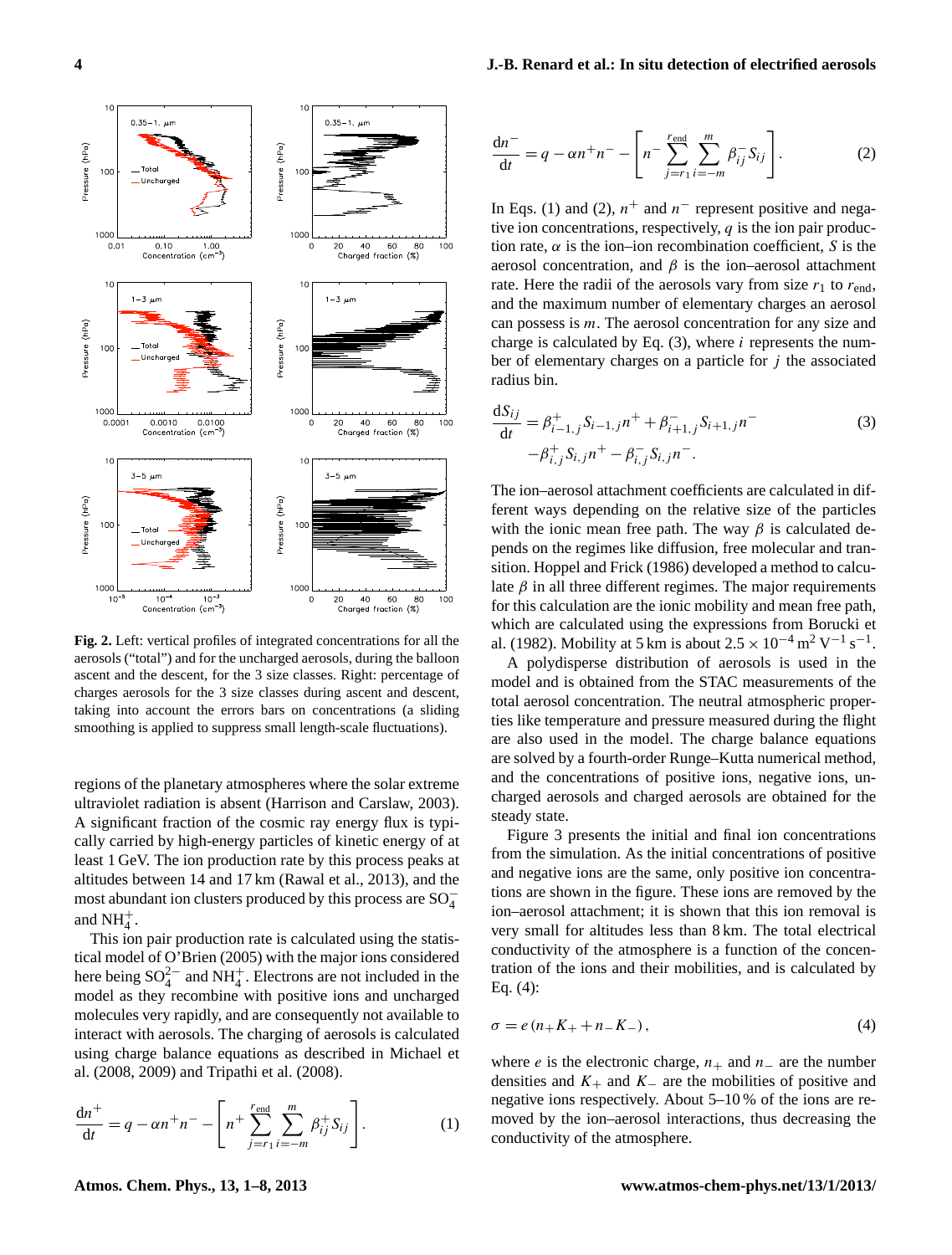**Fig. 2.** Left: vertical profiles of integrated concentrations for all the aerosols ("total") and for the uncharged aerosols, during the balloon ascent and the descent, for the 3 size classes. Right: percentage of charges aerosols for the 3 size classes during ascent and descent, taking into account the errors bars on concentrations (a sliding smoothing is applied to suppress small length-scale fluctuations).

regions of the planetary atmospheres where the solar extreme ultraviolet radiation is absent (Harrison and Carslaw, 2003). A significant fraction of the cosmic ray energy flux is typically carried by high-energy particles of kinetic energy of at least 1 GeV. The ion production rate by this process peaks at altitudes between 14 and 17 km (Rawal et al., 2013), and the most abundant ion clusters produced by this process are $SO_4^-$ and $NH_4^+$.

This ion pair production rate is calculated using the statistical model of O'Brien (2005) with the major ions considered here being $SO_4^{2-}$ and $NH_4^+$. Electrons are not included in the model as they recombine with positive ions and uncharged molecules very rapidly, and are consequently not available to interact with aerosols. The charging of aerosols is calculated using charge balance equations as described in Michael et al. (2008, 2009) and Tripathi et al. (2008).

$$\frac{\mathrm{d}n^+}{\mathrm{d}t} = q - \alpha n^+ n^- - \left[ n^+ \sum_{j=r_1}^{r_{\mathrm{end}}} \sum_{i=-m}^{m} \beta_{ij}^+ S_{ij} \right]. \tag{1}$$

$$\frac{\mathrm{d}n^-}{\mathrm{d}t} = q - \alpha n^+ n^- - \left[ n^- \sum_{j=r_1}^{r_{\mathrm{end}}} \sum_{i=-m}^{m} \beta_{ij}^- S_{ij} \right]. \tag{2}$$

In Eqs. (1) and (2), $n^+$ and $n^-$ represent positive and negative ion concentrations, respectively, $q$ is the ion pair production rate, $\alpha$ is the ion–ion recombination coefficient, $S$ is the aerosol concentration, and $\beta$ is the ion–aerosol attachment rate. Here the radii of the aerosols vary from size $r_1$ to $r_{\mathrm{end}}$, and the maximum number of elementary charges an aerosol can possess is $m$. The aerosol concentration for any size and charge is calculated by Eq. (3), where $i$ represents the number of elementary charges on a particle for $j$ the associated radius bin.

$$\begin{aligned} \frac{\mathrm{d}S_{ij}}{\mathrm{d}t} &= \beta_{i-1,j}^+ S_{i-1,j} n^+ + \beta_{i+1,j}^- S_{i+1,j} n^- \\ &\quad - \beta_{i,j}^+ S_{i,j} n^+ - \beta_{i,j}^- S_{i,j} n^-. \end{aligned} \tag{3}$$

The ion–aerosol attachment coefficients are calculated in different ways depending on the relative size of the particles with the ionic mean free path. The way $\beta$ is calculated depends on the regimes like diffusion, free molecular and transition. Hoppel and Frick (1986) developed a method to calculate $\beta$ in all three different regimes. The major requirements for this calculation are the ionic mobility and mean free path, which are calculated using the expressions from Borucki et al. (1982). Mobility at 5 km is about $2.5 \times 10^{-4}\,\mathrm{m^2\,V^{-1}\,s^{-1}}$.

A polydisperse distribution of aerosols is used in the model and is obtained from the STAC measurements of the total aerosol concentration. The neutral atmospheric properties like temperature and pressure measured during the flight are also used in the model. The charge balance equations are solved by a fourth-order Runge–Kutta numerical method, and the concentrations of positive ions, negative ions, uncharged aerosols and charged aerosols are obtained for the steady state.

Figure 3 presents the initial and final ion concentrations from the simulation. As the initial concentrations of positive and negative ions are the same, only positive ion concentrations are shown in the figure. These ions are removed by the ion–aerosol attachment; it is shown that this ion removal is very small for altitudes less than 8 km. The total electrical conductivity of the atmosphere is a function of the concentration of the ions and their mobilities, and is calculated by Eq. (4):

$$\sigma = e\,(n_+ K_+ + n_- K_-)\,, \tag{4}$$

where $e$ is the electronic charge, $n_+$ and $n_-$ are the number densities and $K_+$ and $K_-$ are the mobilities of positive and negative ions respectively. About 5–10 % of the ions are removed by the ion–aerosol interactions, thus decreasing the conductivity of the atmosphere.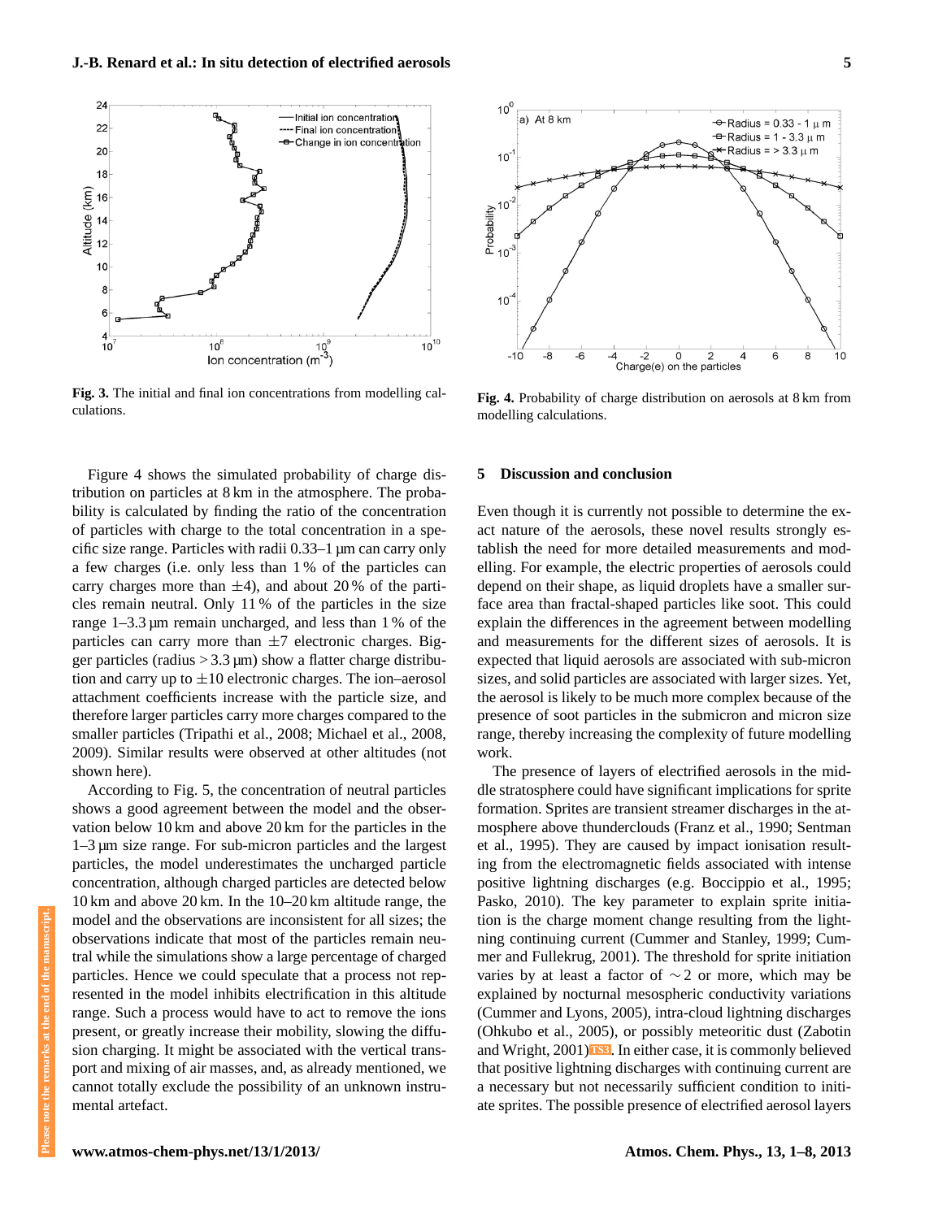**Fig. 3.** The initial and final ion concentrations from modelling calculations.

**Fig. 4.** Probability of charge distribution on aerosols at 8 km from modelling calculations.

Figure 4 shows the simulated probability of charge distribution on particles at 8 km in the atmosphere. The probability is calculated by finding the ratio of the concentration of particles with charge to the total concentration in a specific size range. Particles with radii 0.33–1 µm can carry only a few charges (i.e. only less than 1 % of the particles can carry charges more than ±4), and about 20 % of the particles remain neutral. Only 11 % of the particles in the size range 1–3.3 µm remain uncharged, and less than 1 % of the particles can carry more than ±7 electronic charges. Bigger particles (radius > 3.3 µm) show a flatter charge distribution and carry up to ±10 electronic charges. The ion–aerosol attachment coefficients increase with the particle size, and therefore larger particles carry more charges compared to the smaller particles (Tripathi et al., 2008; Michael et al., 2008, 2009). Similar results were observed at other altitudes (not shown here).

According to Fig. 5, the concentration of neutral particles shows a good agreement between the model and the observation below 10 km and above 20 km for the particles in the 1–3 µm size range. For sub-micron particles and the largest particles, the model underestimates the uncharged particle concentration, although charged particles are detected below 10 km and above 20 km. In the 10–20 km altitude range, the model and the observations are inconsistent for all sizes; the observations indicate that most of the particles remain neutral while the simulations show a large percentage of charged particles. Hence we could speculate that a process not represented in the model inhibits electrification in this altitude range. Such a process would have to act to remove the ions present, or greatly increase their mobility, slowing the diffusion charging. It might be associated with the vertical transport and mixing of air masses, and, as already mentioned, we cannot totally exclude the possibility of an unknown instrumental artefact.

## 5 Discussion and conclusion

Even though it is currently not possible to determine the exact nature of the aerosols, these novel results strongly establish the need for more detailed measurements and modelling. For example, the electric properties of aerosols could depend on their shape, as liquid droplets have a smaller surface area than fractal-shaped particles like soot. This could explain the differences in the agreement between modelling and measurements for the different sizes of aerosols. It is expected that liquid aerosols are associated with sub-micron sizes, and solid particles are associated with larger sizes. Yet, the aerosol is likely to be much more complex because of the presence of soot particles in the submicron and micron size range, thereby increasing the complexity of future modelling work.

The presence of layers of electrified aerosols in the middle stratosphere could have significant implications for sprite formation. Sprites are transient streamer discharges in the atmosphere above thunderclouds (Franz et al., 1990; Sentman et al., 1995). They are caused by impact ionisation resulting from the electromagnetic fields associated with intense positive lightning discharges (e.g. Boccippio et al., 1995; Pasko, 2010). The key parameter to explain sprite initiation is the charge moment change resulting from the lightning continuing current (Cummer and Stanley, 1999; Cummer and Fullekrug, 2001). The threshold for sprite initiation varies by at least a factor of ∼2 or more, which may be explained by nocturnal mesospheric conductivity variations (Cummer and Lyons, 2005), intra-cloud lightning discharges (Ohkubo et al., 2005), or possibly meteoritic dust (Zabotin and Wright, 2001). In either case, it is commonly believed that positive lightning discharges with continuing current are a necessary but not necessarily sufficient condition to initiate sprites. The possible presence of electrified aerosol layers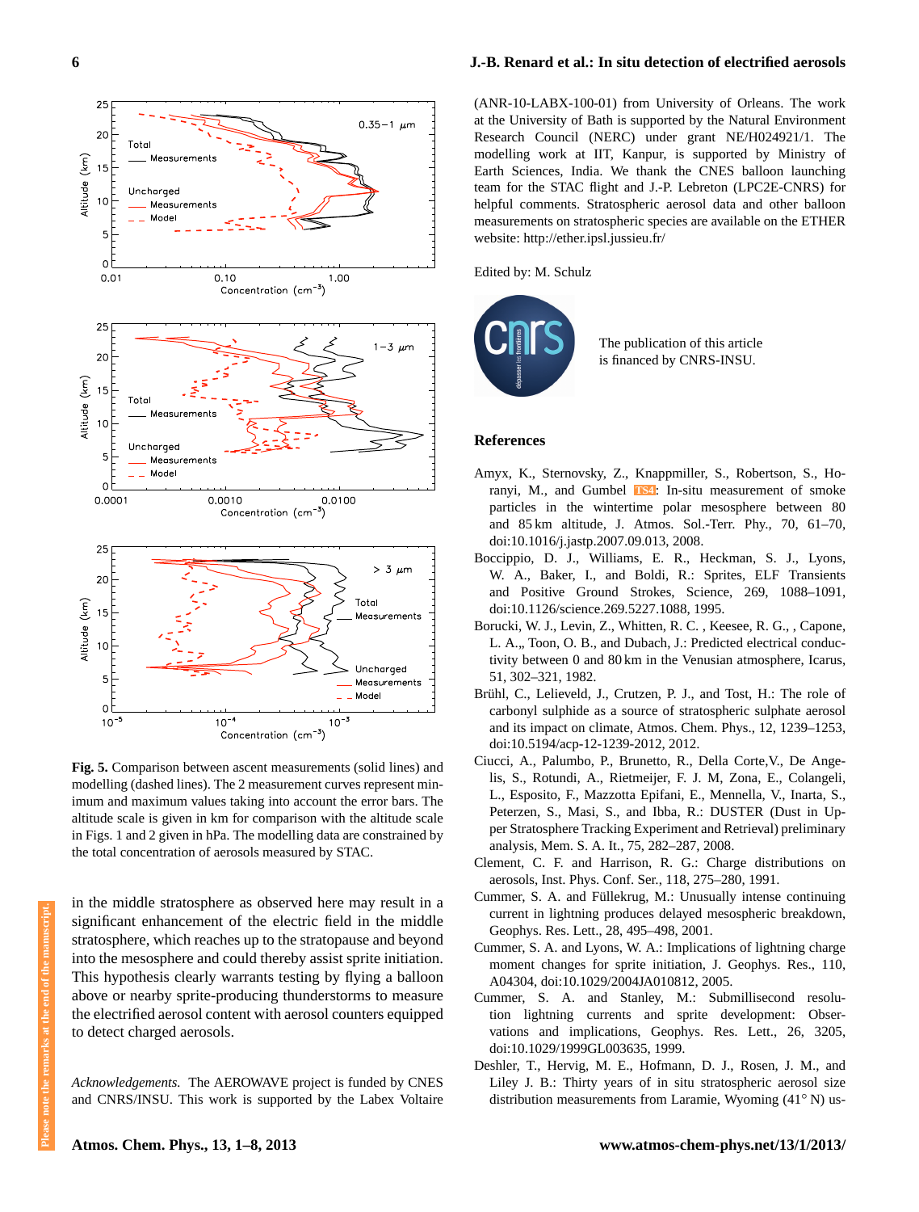**Fig. 5.** Comparison between ascent measurements (solid lines) and modelling (dashed lines). The 2 measurement curves represent minimum and maximum values taking into account the error bars. The altitude scale is given in km for comparison with the altitude scale in Figs. 1 and 2 given in hPa. The modelling data are constrained by the total concentration of aerosols measured by STAC.

in the middle stratosphere as observed here may result in a significant enhancement of the electric field in the middle stratosphere, which reaches up to the stratopause and beyond into the mesosphere and could thereby assist sprite initiation. This hypothesis clearly warrants testing by flying a balloon above or nearby sprite-producing thunderstorms to measure the electrified aerosol content with aerosol counters equipped to detect charged aerosols.

*Acknowledgements.* The AEROWAVE project is funded by CNES and CNRS/INSU. This work is supported by the Labex Voltaire (ANR-10-LABX-100-01) from University of Orleans. The work at the University of Bath is supported by the Natural Environment Research Council (NERC) under grant NE/H024921/1. The modelling work at IIT, Kanpur, is supported by Ministry of Earth Sciences, India. We thank the CNES balloon launching team for the STAC flight and J.-P. Lebreton (LPC2E-CNRS) for helpful comments. Stratospheric aerosol data and other balloon measurements on stratospheric species are available on the ETHER website: http://ether.ipsl.jussieu.fr/

Edited by: M. Schulz

The publication of this article is financed by CNRS-INSU.

## References

Amyx, K., Sternovsky, Z., Knappmiller, S., Robertson, S., Horanyi, M., and Gumbel TS4: In-situ measurement of smoke particles in the wintertime polar mesosphere between 80 and 85 km altitude, J. Atmos. Sol.-Terr. Phy., 70, 61–70, doi:10.1016/j.jastp.2007.09.013, 2008.

Boccippio, D. J., Williams, E. R., Heckman, S. J., Lyons, W. A., Baker, I., and Boldi, R.: Sprites, ELF Transients and Positive Ground Strokes, Science, 269, 1088–1091, doi:10.1126/science.269.5227.1088, 1995.

Borucki, W. J., Levin, Z., Whitten, R. C. , Keesee, R. G., , Capone, L. A.,, Toon, O. B., and Dubach, J.: Predicted electrical conductivity between 0 and 80 km in the Venusian atmosphere, Icarus, 51, 302–321, 1982.

Brühl, C., Lelieveld, J., Crutzen, P. J., and Tost, H.: The role of carbonyl sulphide as a source of stratospheric sulphate aerosol and its impact on climate, Atmos. Chem. Phys., 12, 1239–1253, doi:10.5194/acp-12-1239-2012, 2012.

Ciucci, A., Palumbo, P., Brunetto, R., Della Corte,V., De Angelis, S., Rotundi, A., Rietmeijer, F. J. M, Zona, E., Colangeli, L., Esposito, F., Mazzotta Epifani, E., Mennella, V., Inarta, S., Peterzen, S., Masi, S., and Ibba, R.: DUSTER (Dust in Upper Stratosphere Tracking Experiment and Retrieval) preliminary analysis, Mem. S. A. It., 75, 282–287, 2008.

Clement, C. F. and Harrison, R. G.: Charge distributions on aerosols, Inst. Phys. Conf. Ser., 118, 275–280, 1991.

Cummer, S. A. and Füllekrug, M.: Unusually intense continuing current in lightning produces delayed mesospheric breakdown, Geophys. Res. Lett., 28, 495–498, 2001.

Cummer, S. A. and Lyons, W. A.: Implications of lightning charge moment changes for sprite initiation, J. Geophys. Res., 110, A04304, doi:10.1029/2004JA010812, 2005.

Cummer, S. A. and Stanley, M.: Submillisecond resolution lightning currents and sprite development: Observations and implications, Geophys. Res. Lett., 26, 3205, doi:10.1029/1999GL003635, 1999.

Deshler, T., Hervig, M. E., Hofmann, D. J., Rosen, J. M., and Liley J. B.: Thirty years of in situ stratospheric aerosol size distribution measurements from Laramie, Wyoming (41° N) us-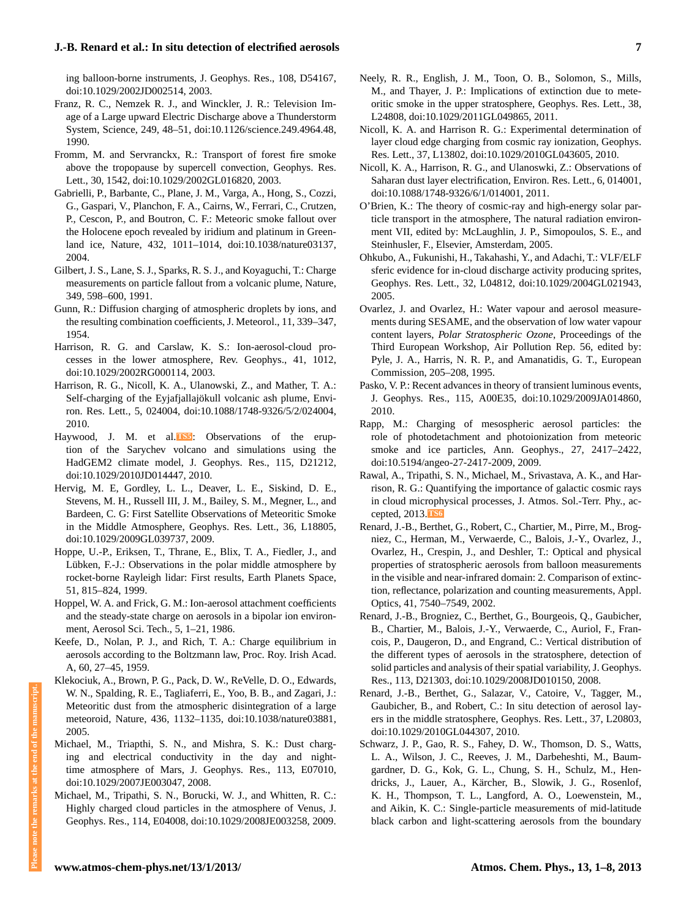ing balloon-borne instruments, J. Geophys. Res., 108, D54167, doi:10.1029/2002JD002514, 2003.

Franz, R. C., Nemzek R. J., and Winckler, J. R.: Television Image of a Large upward Electric Discharge above a Thunderstorm System, Science, 249, 48–51, doi:10.1126/science.249.4964.48, 1990.

Fromm, M. and Servranckx, R.: Transport of forest fire smoke above the tropopause by supercell convection, Geophys. Res. Lett., 30, 1542, doi:10.1029/2002GL016820, 2003.

Gabrielli, P., Barbante, C., Plane, J. M., Varga, A., Hong, S., Cozzi, G., Gaspari, V., Planchon, F. A., Cairns, W., Ferrari, C., Crutzen, P., Cescon, P., and Boutron, C. F.: Meteoric smoke fallout over the Holocene epoch revealed by iridium and platinum in Greenland ice, Nature, 432, 1011–1014, doi:10.1038/nature03137, 2004.

Gilbert, J. S., Lane, S. J., Sparks, R. S. J., and Koyaguchi, T.: Charge measurements on particle fallout from a volcanic plume, Nature, 349, 598–600, 1991.

Gunn, R.: Diffusion charging of atmospheric droplets by ions, and the resulting combination coefficients, J. Meteorol., 11, 339–347, 1954.

Harrison, R. G. and Carslaw, K. S.: Ion-aerosol-cloud processes in the lower atmosphere, Rev. Geophys., 41, 1012, doi:10.1029/2002RG000114, 2003.

Harrison, R. G., Nicoll, K. A., Ulanowski, Z., and Mather, T. A.: Self-charging of the Eyjafjallajökull volcanic ash plume, Environ. Res. Lett., 5, 024004, doi:10.1088/1748-9326/5/2/024004, 2010.

Haywood, J. M. et al. TS5: Observations of the eruption of the Sarychev volcano and simulations using the HadGEM2 climate model, J. Geophys. Res., 115, D21212, doi:10.1029/2010JD014447, 2010.

Hervig, M. E, Gordley, L. L., Deaver, L. E., Siskind, D. E., Stevens, M. H., Russell III, J. M., Bailey, S. M., Megner, L., and Bardeen, C. G: First Satellite Observations of Meteoritic Smoke in the Middle Atmosphere, Geophys. Res. Lett., 36, L18805, doi:10.1029/2009GL039737, 2009.

Hoppe, U.-P., Eriksen, T., Thrane, E., Blix, T. A., Fiedler, J., and Lübken, F.-J.: Observations in the polar middle atmosphere by rocket-borne Rayleigh lidar: First results, Earth Planets Space, 51, 815–824, 1999.

Hoppel, W. A. and Frick, G. M.: Ion-aerosol attachment coefficients and the steady-state charge on aerosols in a bipolar ion environment, Aerosol Sci. Tech., 5, 1–21, 1986.

Keefe, D., Nolan, P. J., and Rich, T. A.: Charge equilibrium in aerosols according to the Boltzmann law, Proc. Roy. Irish Acad. A, 60, 27–45, 1959.

Klekociuk, A., Brown, P. G., Pack, D. W., ReVelle, D. O., Edwards, W. N., Spalding, R. E., Tagliaferri, E., Yoo, B. B., and Zagari, J.: Meteoritic dust from the atmospheric disintegration of a large meteoroid, Nature, 436, 1132–1135, doi:10.1038/nature03881, 2005.

Michael, M., Triapthi, S. N., and Mishra, S. K.: Dust charging and electrical conductivity in the day and nighttime atmosphere of Mars, J. Geophys. Res., 113, E07010, doi:10.1029/2007JE003047, 2008.

Michael, M., Tripathi, S. N., Borucki, W. J., and Whitten, R. C.: Highly charged cloud particles in the atmosphere of Venus, J. Geophys. Res., 114, E04008, doi:10.1029/2008JE003258, 2009.

Neely, R. R., English, J. M., Toon, O. B., Solomon, S., Mills, M., and Thayer, J. P.: Implications of extinction due to meteoritic smoke in the upper stratosphere, Geophys. Res. Lett., 38, L24808, doi:10.1029/2011GL049865, 2011.

Nicoll, K. A. and Harrison R. G.: Experimental determination of layer cloud edge charging from cosmic ray ionization, Geophys. Res. Lett., 37, L13802, doi:10.1029/2010GL043605, 2010.

Nicoll, K. A., Harrison, R. G., and Ulanoswki, Z.: Observations of Saharan dust layer electrification, Environ. Res. Lett., 6, 014001, doi:10.1088/1748-9326/6/1/014001, 2011.

O'Brien, K.: The theory of cosmic-ray and high-energy solar particle transport in the atmosphere, The natural radiation environment VII, edited by: McLaughlin, J. P., Simopoulos, S. E., and Steinhusler, F., Elsevier, Amsterdam, 2005.

Ohkubo, A., Fukunishi, H., Takahashi, Y., and Adachi, T.: VLF/ELF sferic evidence for in-cloud discharge activity producing sprites, Geophys. Res. Lett., 32, L04812, doi:10.1029/2004GL021943, 2005.

Ovarlez, J. and Ovarlez, H.: Water vapour and aerosol measurements during SESAME, and the observation of low water vapour content layers, *Polar Stratospheric Ozone*, Proceedings of the Third European Workshop, Air Pollution Rep. 56, edited by: Pyle, J. A., Harris, N. R. P., and Amanatidis, G. T., European Commission, 205–208, 1995.

Pasko, V. P.: Recent advances in theory of transient luminous events, J. Geophys. Res., 115, A00E35, doi:10.1029/2009JA014860, 2010.

Rapp, M.: Charging of mesospheric aerosol particles: the role of photodetachment and photoionization from meteoric smoke and ice particles, Ann. Geophys., 27, 2417–2422, doi:10.5194/angeo-27-2417-2009, 2009.

Rawal, A., Tripathi, S. N., Michael, M., Srivastava, A. K., and Harrison, R. G.: Quantifying the importance of galactic cosmic rays in cloud microphysical processes, J. Atmos. Sol.-Terr. Phy., accepted, 2013. TS6

Renard, J.-B., Berthet, G., Robert, C., Chartier, M., Pirre, M., Brogniez, C., Herman, M., Verwaerde, C., Balois, J.-Y., Ovarlez, J., Ovarlez, H., Crespin, J., and Deshler, T.: Optical and physical properties of stratospheric aerosols from balloon measurements in the visible and near-infrared domain: 2. Comparison of extinction, reflectance, polarization and counting measurements, Appl. Optics, 41, 7540–7549, 2002.

Renard, J.-B., Brogniez, C., Berthet, G., Bourgeois, Q., Gaubicher, B., Chartier, M., Balois, J.-Y., Verwaerde, C., Auriol, F., Francois, P., Daugeron, D., and Engrand, C.: Vertical distribution of the different types of aerosols in the stratosphere, detection of solid particles and analysis of their spatial variability, J. Geophys. Res., 113, D21303, doi:10.1029/2008JD010150, 2008.

Renard, J.-B., Berthet, G., Salazar, V., Catoire, V., Tagger, M., Gaubicher, B., and Robert, C.: In situ detection of aerosol layers in the middle stratosphere, Geophys. Res. Lett., 37, L20803, doi:10.1029/2010GL044307, 2010.

Schwarz, J. P., Gao, R. S., Fahey, D. W., Thomson, D. S., Watts, L. A., Wilson, J. C., Reeves, J. M., Darbeheshti, M., Baumgardner, D. G., Kok, G. L., Chung, S. H., Schulz, M., Hendricks, J., Lauer, A., Kärcher, B., Slowik, J. G., Rosenlof, K. H., Thompson, T. L., Langford, A. O., Loewenstein, M., and Aikin, K. C.: Single-particle measurements of mid-latitude black carbon and light-scattering aerosols from the boundary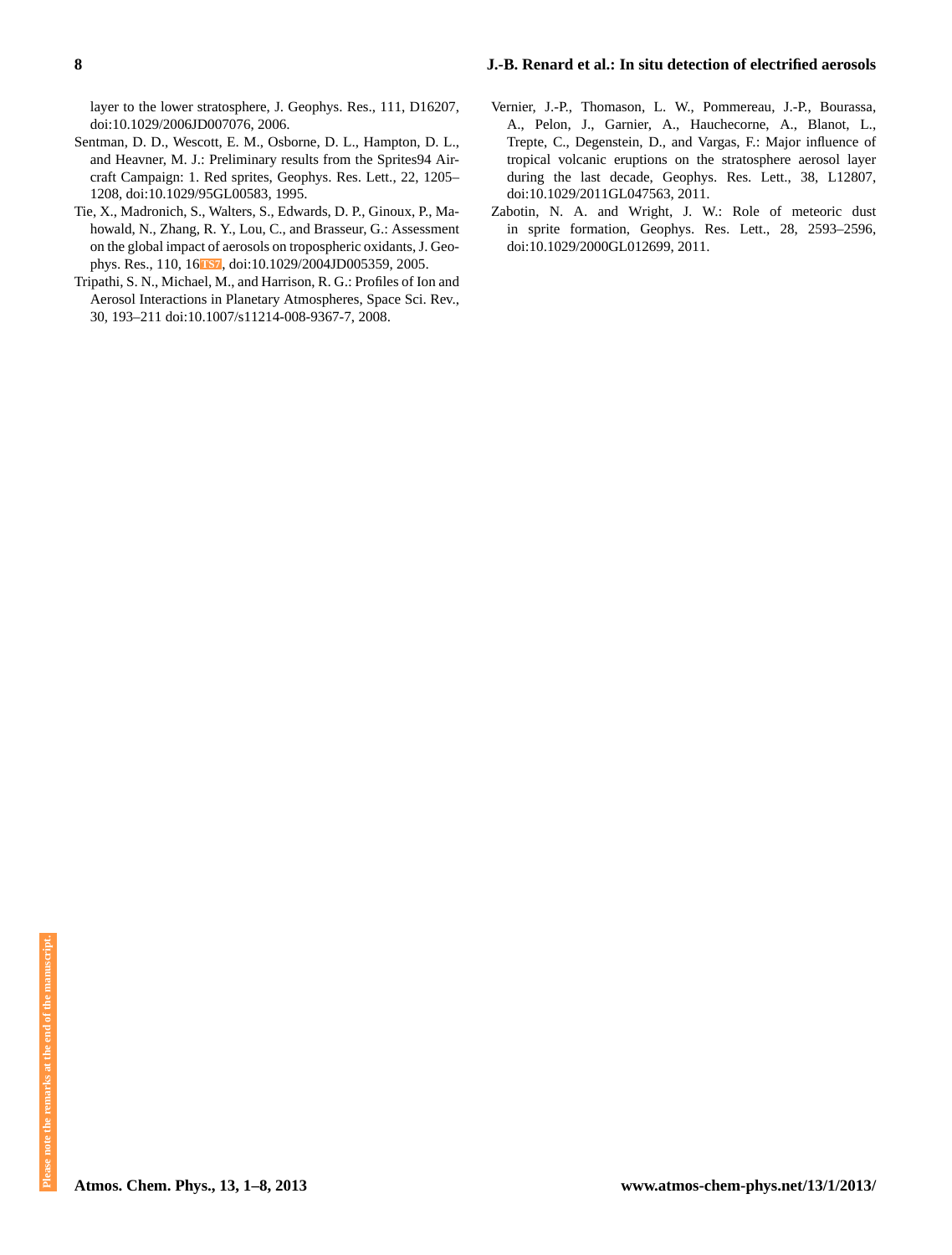layer to the lower stratosphere, J. Geophys. Res., 111, D16207, doi:10.1029/2006JD007076, 2006.

Sentman, D. D., Wescott, E. M., Osborne, D. L., Hampton, D. L., and Heavner, M. J.: Preliminary results from the Sprites94 Aircraft Campaign: 1. Red sprites, Geophys. Res. Lett., 22, 1205–1208, doi:10.1029/95GL00583, 1995.

Tie, X., Madronich, S., Walters, S., Edwards, D. P., Ginoux, P., Mahowald, N., Zhang, R. Y., Lou, C., and Brasseur, G.: Assessment on the global impact of aerosols on tropospheric oxidants, J. Geophys. Res., 110, 16TS7, doi:10.1029/2004JD005359, 2005.

Tripathi, S. N., Michael, M., and Harrison, R. G.: Profiles of Ion and Aerosol Interactions in Planetary Atmospheres, Space Sci. Rev., 30, 193–211 doi:10.1007/s11214-008-9367-7, 2008.

Vernier, J.-P., Thomason, L. W., Pommereau, J.-P., Bourassa, A., Pelon, J., Garnier, A., Hauchecorne, A., Blanot, L., Trepte, C., Degenstein, D., and Vargas, F.: Major influence of tropical volcanic eruptions on the stratosphere aerosol layer during the last decade, Geophys. Res. Lett., 38, L12807, doi:10.1029/2011GL047563, 2011.

Zabotin, N. A. and Wright, J. W.: Role of meteoric dust in sprite formation, Geophys. Res. Lett., 28, 2593–2596, doi:10.1029/2000GL012699, 2011.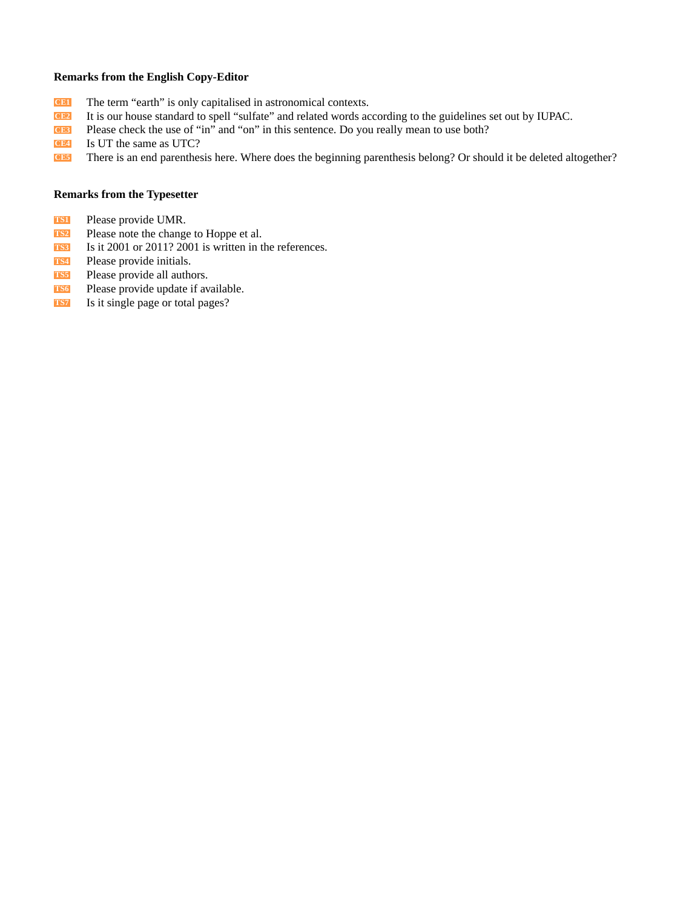**Remarks from the English Copy-Editor**

CE1 The term “earth” is only capitalised in astronomical contexts.
CE2 It is our house standard to spell “sulfate” and related words according to the guidelines set out by IUPAC.
CE3 Please check the use of “in” and “on” in this sentence. Do you really mean to use both?
CE4 Is UT the same as UTC?
CE5 There is an end parenthesis here. Where does the beginning parenthesis belong? Or should it be deleted altogether?

**Remarks from the Typesetter**

TS1 Please provide UMR.
TS2 Please note the change to Hoppe et al.
TS3 Is it 2001 or 2011? 2001 is written in the references.
TS4 Please provide initials.
TS5 Please provide all authors.
TS6 Please provide update if available.
TS7 Is it single page or total pages?